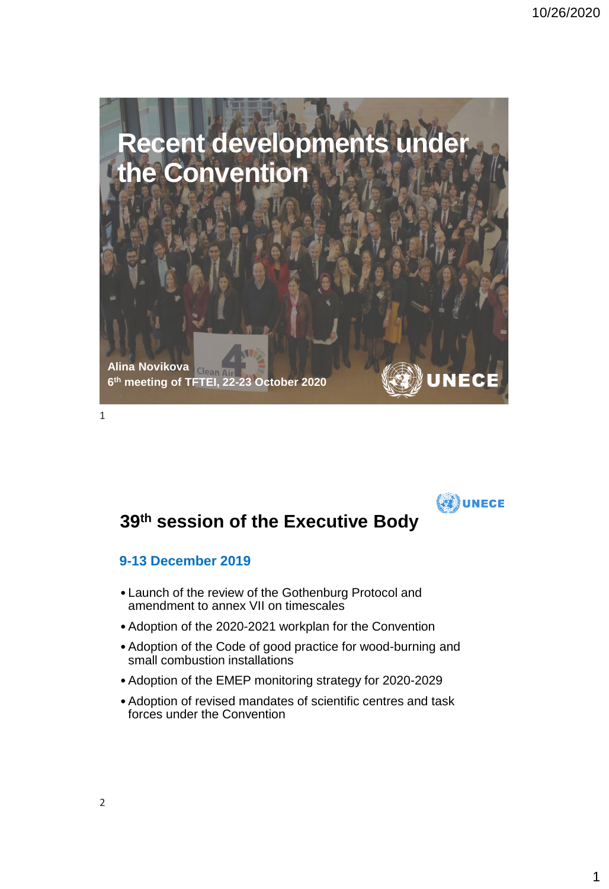# Recent developments under the Convention

**Alina Novikova**
**6th meeting of TFTEI, 22-23 October 2020**

UNECE

## 39th session of the Executive Body

### 9-13 December 2019

- Launch of the review of the Gothenburg Protocol and amendment to annex VII on timescales
- Adoption of the 2020-2021 workplan for the Convention
- Adoption of the Code of good practice for wood-burning and small combustion installations
- Adoption of the EMEP monitoring strategy for 2020-2029
- Adoption of revised mandates of scientific centres and task forces under the Convention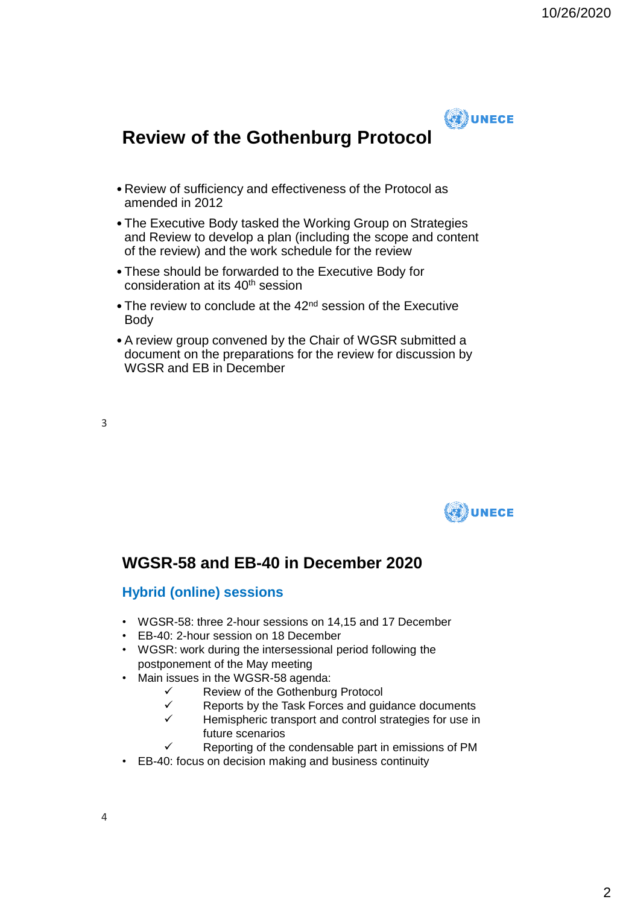## Review of the Gothenburg Protocol

- Review of sufficiency and effectiveness of the Protocol as amended in 2012
- The Executive Body tasked the Working Group on Strategies and Review to develop a plan (including the scope and content of the review) and the work schedule for the review
- These should be forwarded to the Executive Body for consideration at its 40th session
- The review to conclude at the 42nd session of the Executive Body
- A review group convened by the Chair of WGSR submitted a document on the preparations for the review for discussion by WGSR and EB in December

## WGSR-58 and EB-40 in December 2020

### Hybrid (online) sessions

- WGSR-58: three 2-hour sessions on 14,15 and 17 December
- EB-40: 2-hour session on 18 December
- WGSR: work during the intersessional period following the postponement of the May meeting
- Main issues in the WGSR-58 agenda:
  - ✓ Review of the Gothenburg Protocol
  - ✓ Reports by the Task Forces and guidance documents
  - ✓ Hemispheric transport and control strategies for use in future scenarios
  - ✓ Reporting of the condensable part in emissions of PM
- EB-40: focus on decision making and business continuity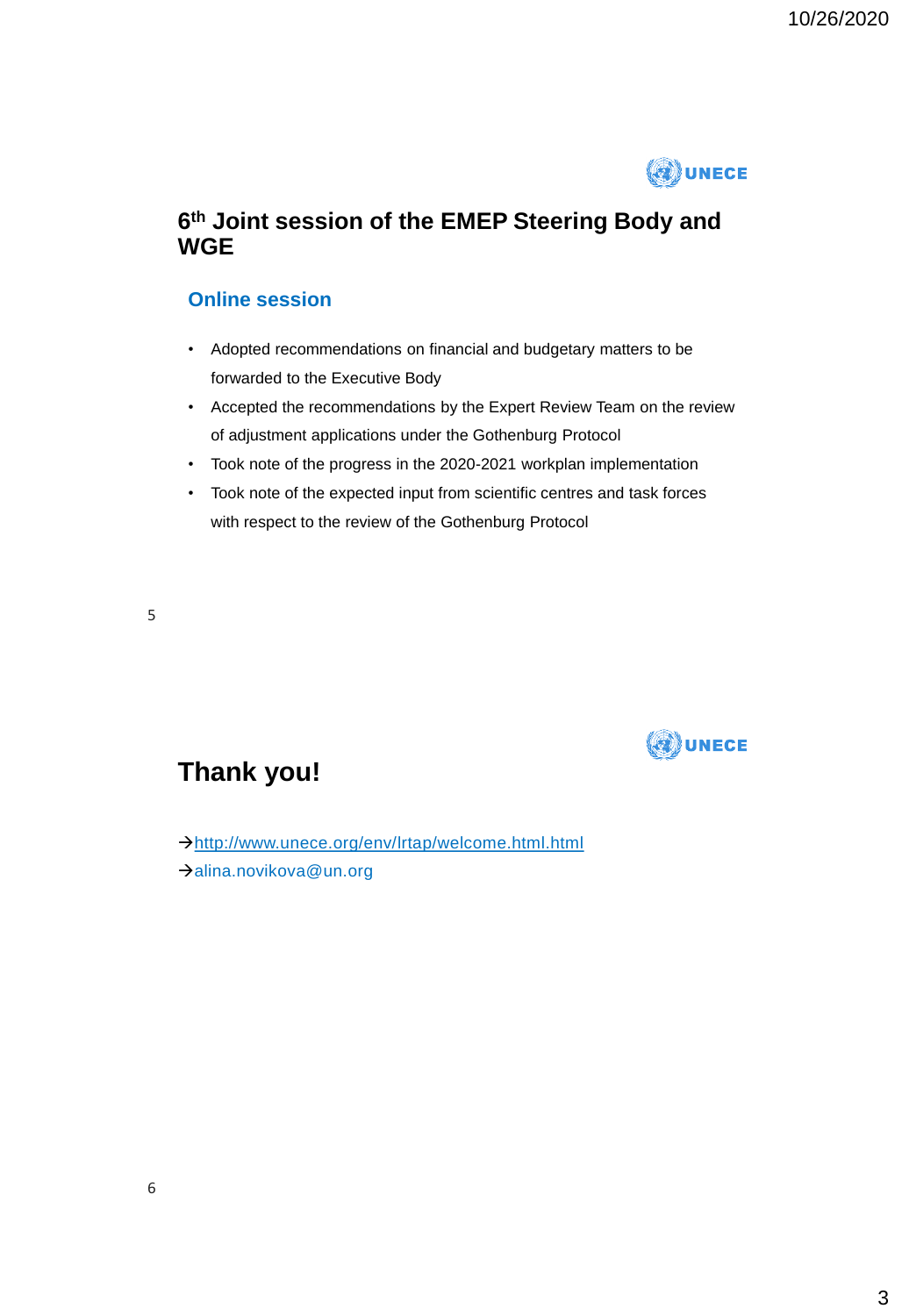## 6th Joint session of the EMEP Steering Body and WGE

### Online session

- Adopted recommendations on financial and budgetary matters to be forwarded to the Executive Body
- Accepted the recommendations by the Expert Review Team on the review of adjustment applications under the Gothenburg Protocol
- Took note of the progress in the 2020-2021 workplan implementation
- Took note of the expected input from scientific centres and task forces with respect to the review of the Gothenburg Protocol

## Thank you!

→http://www.unece.org/env/lrtap/welcome.html.html

→alina.novikova@un.org